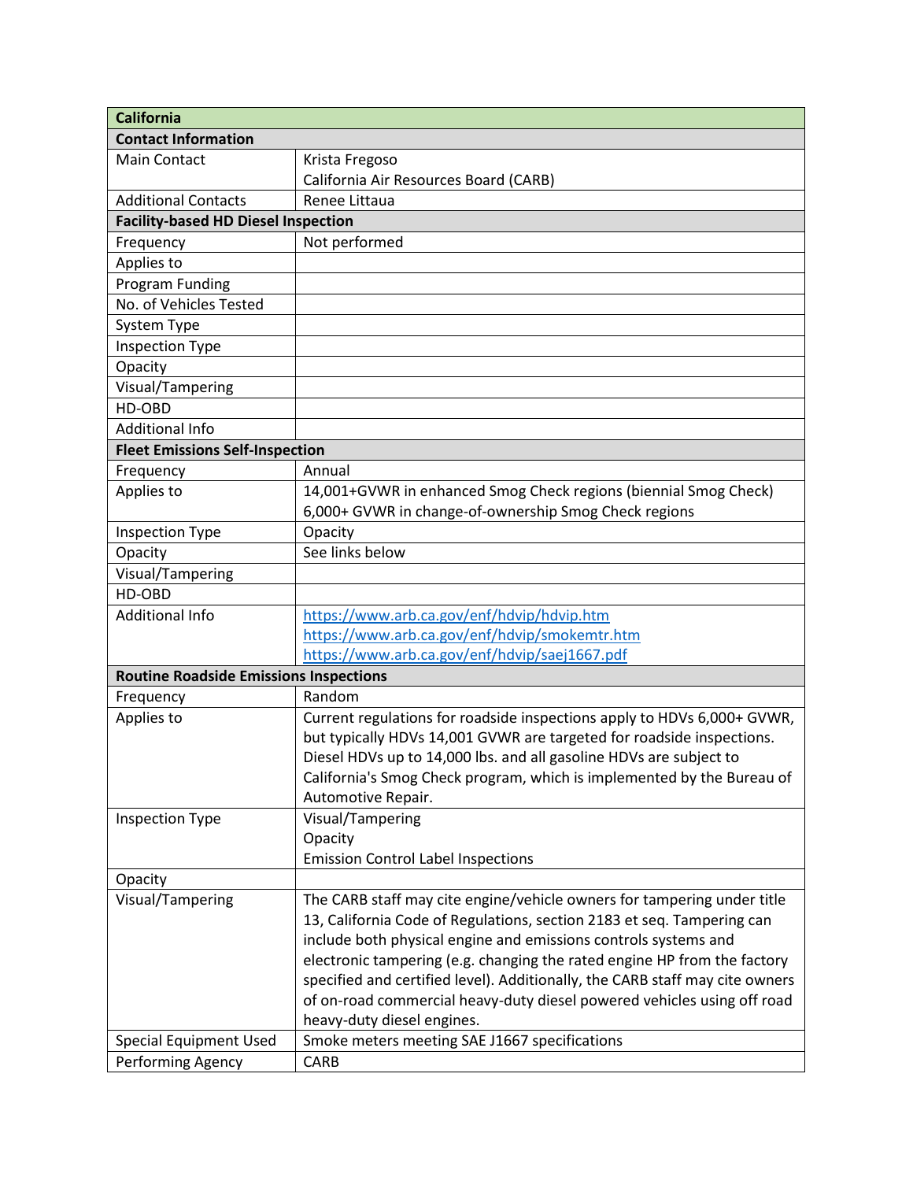| California | |
|---|---|
| **Contact Information** | |
| Main Contact | Krista Fregoso<br>California Air Resources Board (CARB) |
| Additional Contacts | Renee Littaua |
| **Facility-based HD Diesel Inspection** | |
| Frequency | Not performed |
| Applies to | |
| Program Funding | |
| No. of Vehicles Tested | |
| System Type | |
| Inspection Type | |
| Opacity | |
| Visual/Tampering | |
| HD-OBD | |
| Additional Info | |
| **Fleet Emissions Self-Inspection** | |
| Frequency | Annual |
| Applies to | 14,001+GVWR in enhanced Smog Check regions (biennial Smog Check)<br>6,000+ GVWR in change-of-ownership Smog Check regions |
| Inspection Type | Opacity |
| Opacity | See links below |
| Visual/Tampering | |
| HD-OBD | |
| Additional Info | https://www.arb.ca.gov/enf/hdvip/hdvip.htm<br>https://www.arb.ca.gov/enf/hdvip/smokemtr.htm<br>https://www.arb.ca.gov/enf/hdvip/saej1667.pdf |
| **Routine Roadside Emissions Inspections** | |
| Frequency | Random |
| Applies to | Current regulations for roadside inspections apply to HDVs 6,000+ GVWR, but typically HDVs 14,001 GVWR are targeted for roadside inspections. Diesel HDVs up to 14,000 lbs. and all gasoline HDVs are subject to California's Smog Check program, which is implemented by the Bureau of Automotive Repair. |
| Inspection Type | Visual/Tampering<br>Opacity<br>Emission Control Label Inspections |
| Opacity | |
| Visual/Tampering | The CARB staff may cite engine/vehicle owners for tampering under title 13, California Code of Regulations, section 2183 et seq. Tampering can include both physical engine and emissions controls systems and electronic tampering (e.g. changing the rated engine HP from the factory specified and certified level). Additionally, the CARB staff may cite owners of on-road commercial heavy-duty diesel powered vehicles using off road heavy-duty diesel engines. |
| Special Equipment Used | Smoke meters meeting SAE J1667 specifications |
| Performing Agency | CARB |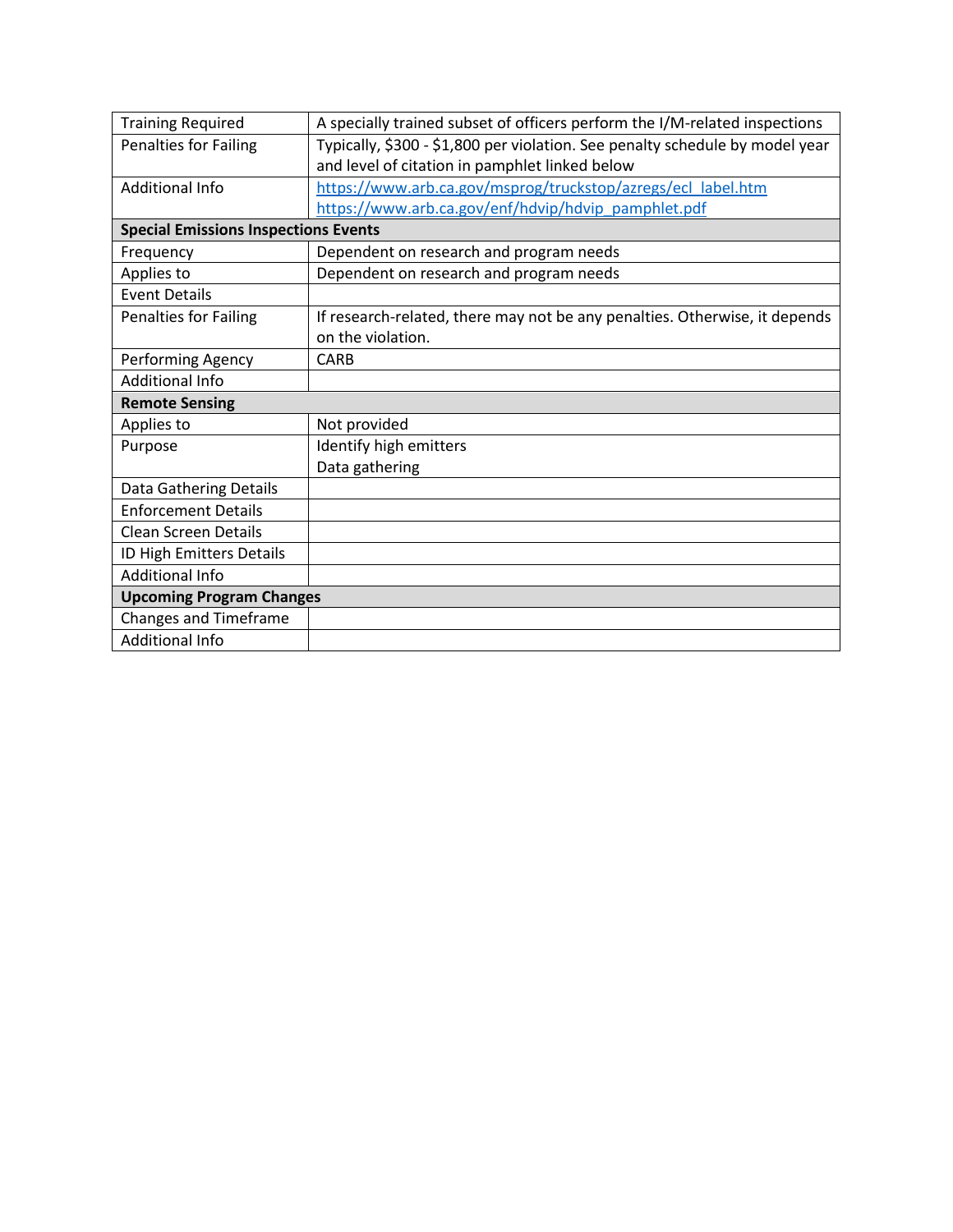| | |
|---|---|
| Training Required | A specially trained subset of officers perform the I/M-related inspections |
| Penalties for Failing | Typically, $300 - $1,800 per violation. See penalty schedule by model year and level of citation in pamphlet linked below |
| Additional Info | https://www.arb.ca.gov/msprog/truckstop/azregs/ecl_label.htm https://www.arb.ca.gov/enf/hdvip/hdvip_pamphlet.pdf |
| **Special Emissions Inspections Events** | |
| Frequency | Dependent on research and program needs |
| Applies to | Dependent on research and program needs |
| Event Details | |
| Penalties for Failing | If research-related, there may not be any penalties. Otherwise, it depends on the violation. |
| Performing Agency | CARB |
| Additional Info | |
| **Remote Sensing** | |
| Applies to | Not provided |
| Purpose | Identify high emitters<br>Data gathering |
| Data Gathering Details | |
| Enforcement Details | |
| Clean Screen Details | |
| ID High Emitters Details | |
| Additional Info | |
| **Upcoming Program Changes** | |
| Changes and Timeframe | |
| Additional Info | |